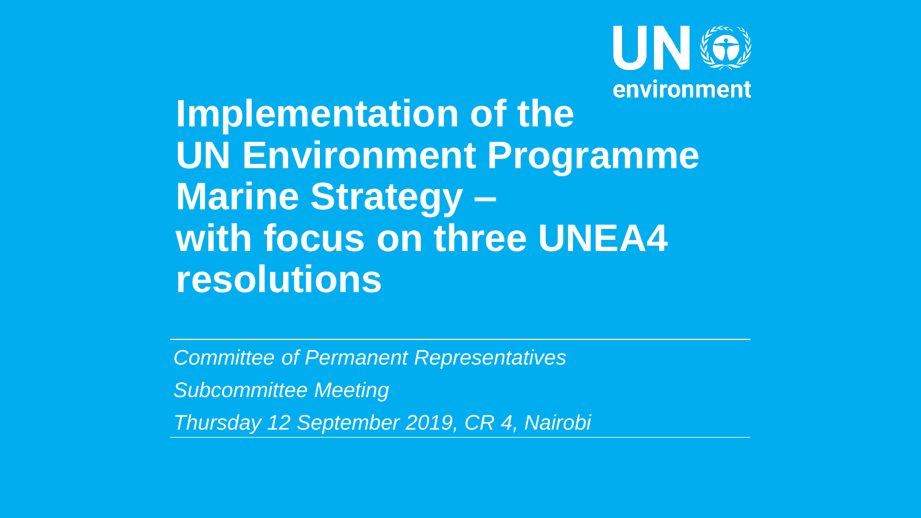UN environment

# Implementation of the UN Environment Programme Marine Strategy – with focus on three UNEA4 resolutions

*Committee of Permanent Representatives*

*Subcommittee Meeting*

*Thursday 12 September 2019, CR 4, Nairobi*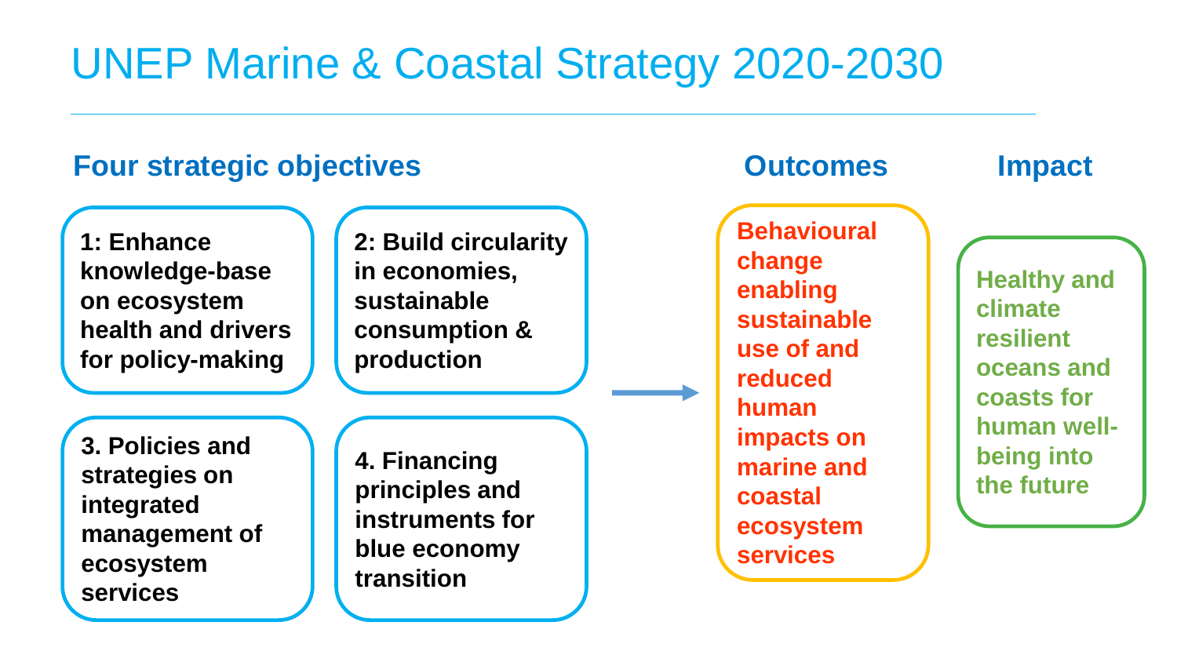# UNEP Marine & Coastal Strategy 2020-2030

## Four strategic objectives

**1: Enhance knowledge-base on ecosystem health and drivers for policy-making**

**2: Build circularity in economies, sustainable consumption & production**

**3. Policies and strategies on integrated management of ecosystem services**

**4. Financing principles and instruments for blue economy transition**

## Outcomes

**Behavioural change enabling sustainable use of and reduced human impacts on marine and coastal ecosystem services**

## Impact

**Healthy and climate resilient oceans and coasts for human well-being into the future**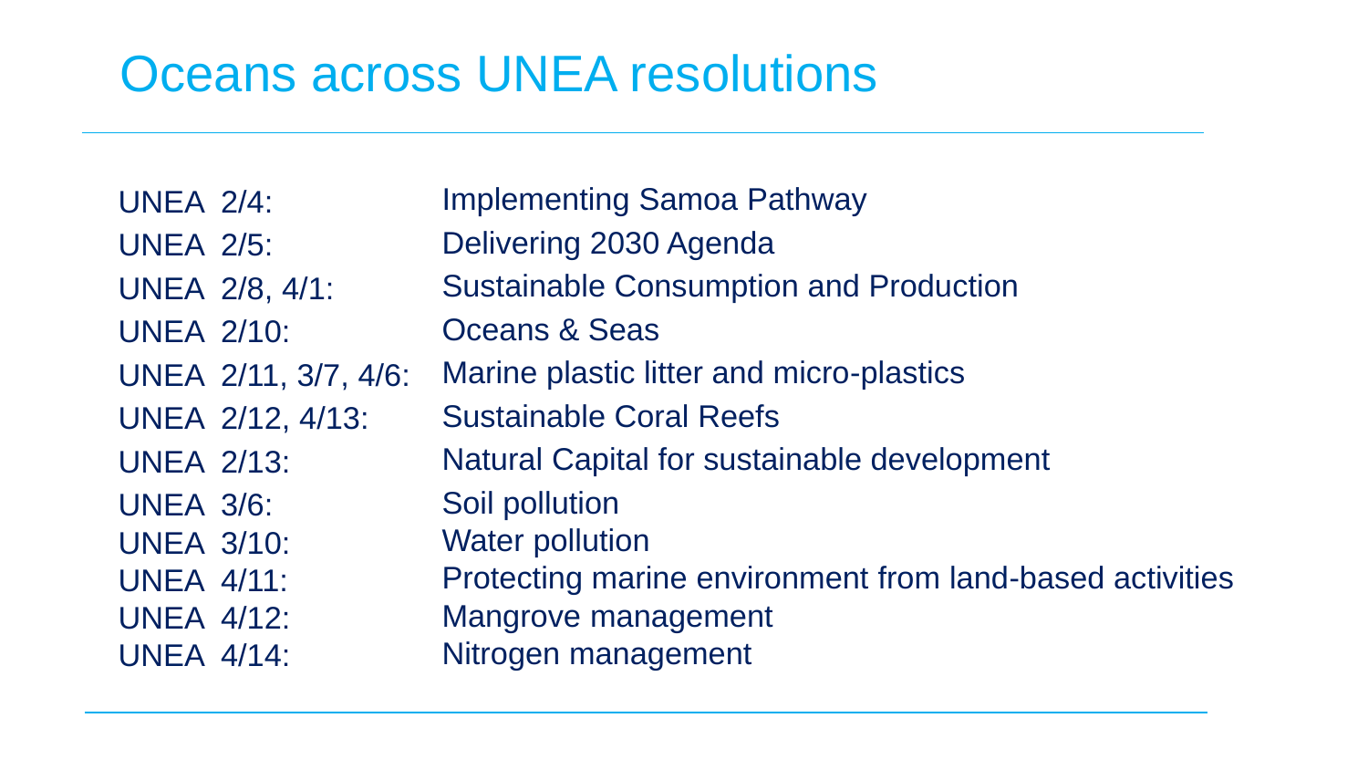# Oceans across UNEA resolutions

| | |
|---|---|
| UNEA 2/4: | Implementing Samoa Pathway |
| UNEA 2/5: | Delivering 2030 Agenda |
| UNEA 2/8, 4/1: | Sustainable Consumption and Production |
| UNEA 2/10: | Oceans & Seas |
| UNEA 2/11, 3/7, 4/6: | Marine plastic litter and micro-plastics |
| UNEA 2/12, 4/13: | Sustainable Coral Reefs |
| UNEA 2/13: | Natural Capital for sustainable development |
| UNEA 3/6: | Soil pollution |
| UNEA 3/10: | Water pollution |
| UNEA 4/11: | Protecting marine environment from land-based activities |
| UNEA 4/12: | Mangrove management |
| UNEA 4/14: | Nitrogen management |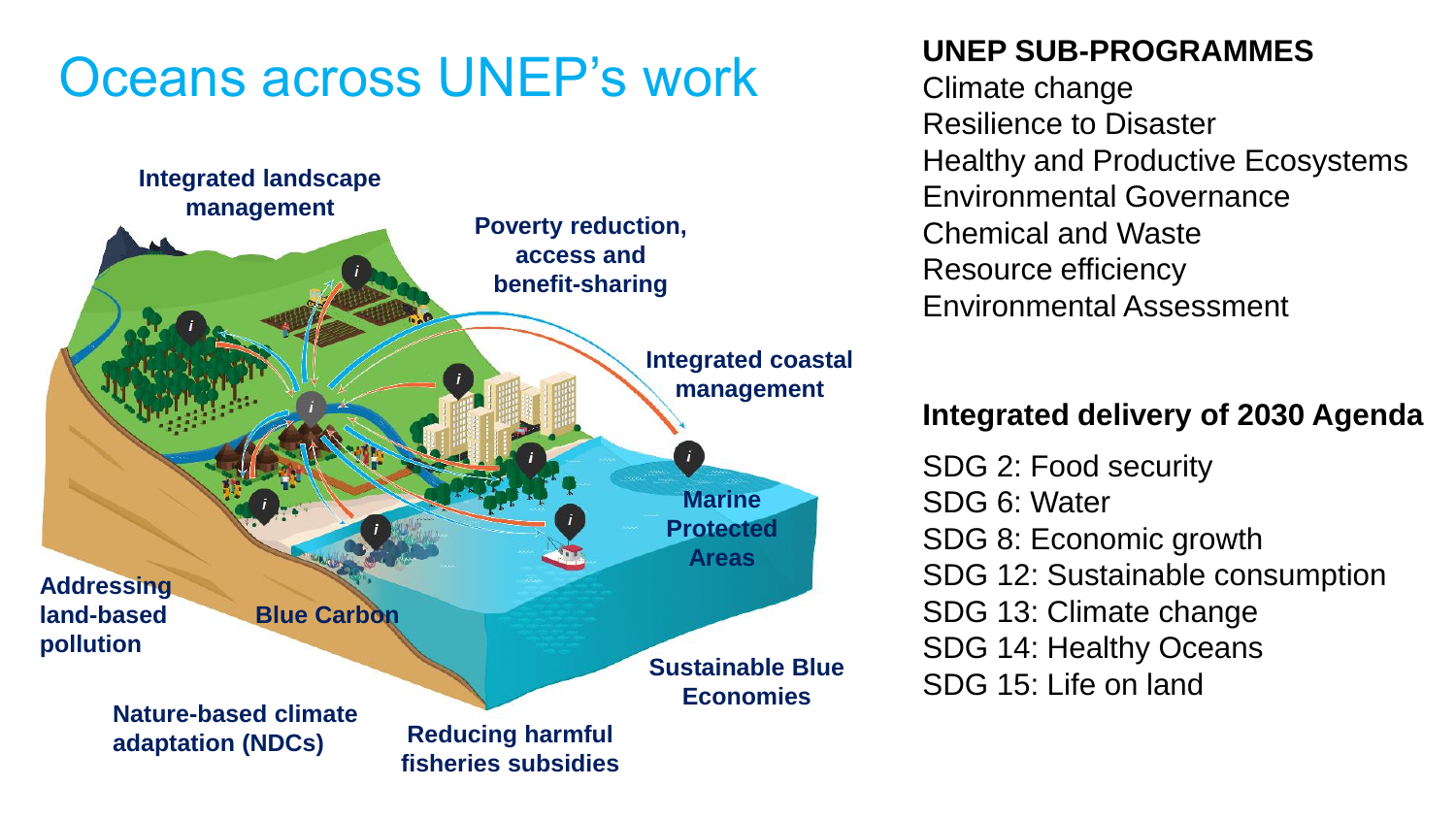# Oceans across UNEP's work

Integrated landscape management

Poverty reduction, access and benefit-sharing

Integrated coastal management

Marine Protected Areas

Addressing land-based pollution

Blue Carbon

Sustainable Blue Economies

Nature-based climate adaptation (NDCs)

Reducing harmful fisheries subsidies

**UNEP SUB-PROGRAMMES**

Climate change
Resilience to Disaster
Healthy and Productive Ecosystems
Environmental Governance
Chemical and Waste
Resource efficiency
Environmental Assessment

**Integrated delivery of 2030 Agenda**

SDG 2: Food security
SDG 6: Water
SDG 8: Economic growth
SDG 12: Sustainable consumption
SDG 13: Climate change
SDG 14: Healthy Oceans
SDG 15: Life on land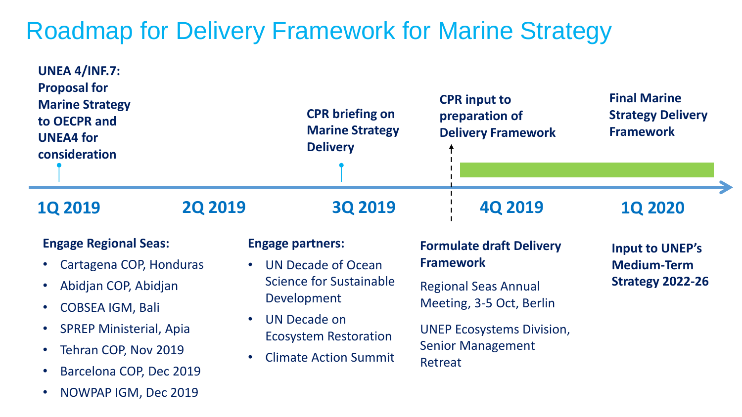# Roadmap for Delivery Framework for Marine Strategy

**1Q 2019**

**UNEA 4/INF.7: Proposal for Marine Strategy to OECPR and UNEA4 for consideration**

**Engage Regional Seas:**

- Cartagena COP, Honduras
- Abidjan COP, Abidjan
- COBSEA IGM, Bali
- SPREP Ministerial, Apia
- Tehran COP, Nov 2019
- Barcelona COP, Dec 2019
- NOWPAP IGM, Dec 2019

**2Q 2019**

**3Q 2019**

**CPR briefing on Marine Strategy Delivery**

**Engage partners:**

- UN Decade of Ocean Science for Sustainable Development
- UN Decade on Ecosystem Restoration
- Climate Action Summit

**4Q 2019**

**CPR input to preparation of Delivery Framework**

**Formulate draft Delivery Framework**

Regional Seas Annual Meeting, 3-5 Oct, Berlin

UNEP Ecosystems Division, Senior Management Retreat

**1Q 2020**

**Final Marine Strategy Delivery Framework**

**Input to UNEP's Medium-Term Strategy 2022-26**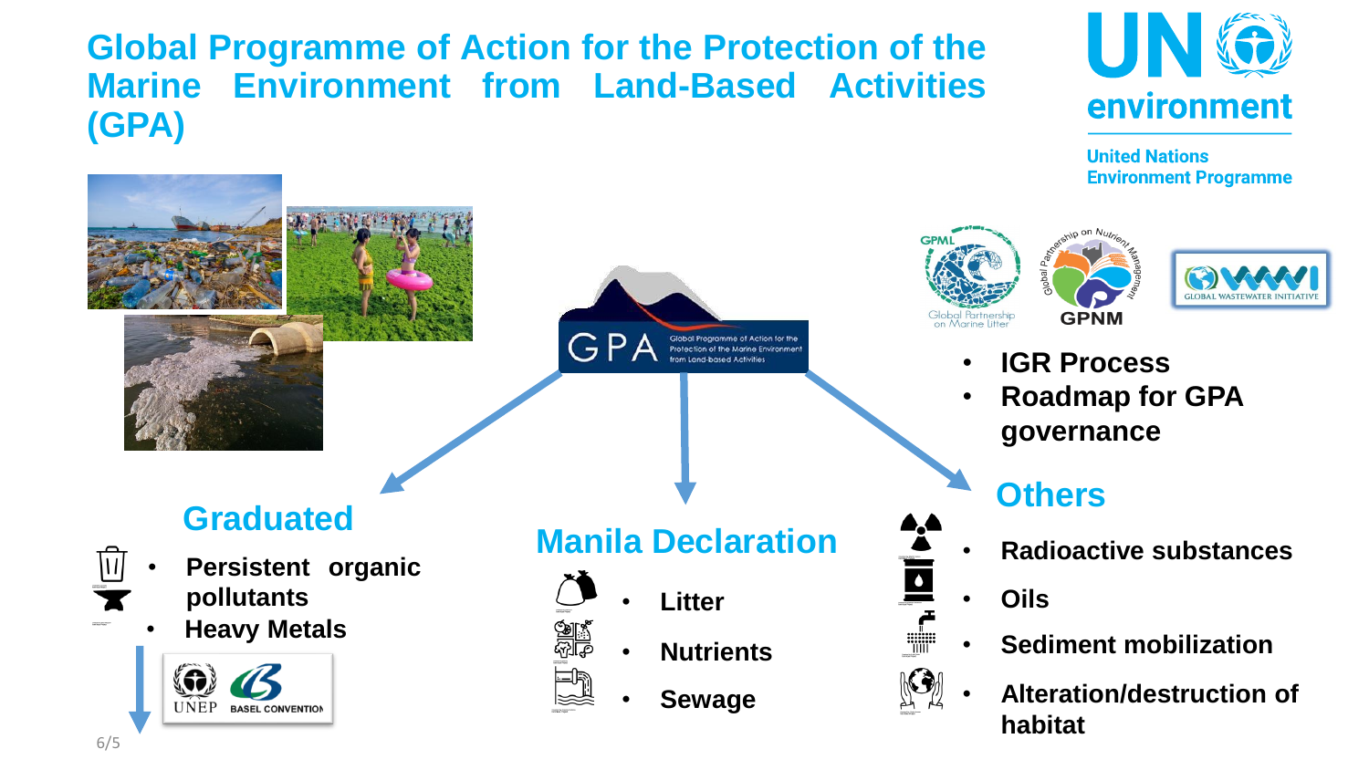# Global Programme of Action for the Protection of the Marine Environment from Land-Based Activities (GPA)

UN environment
United Nations Environment Programme

GPA Global Programme of Action for the Protection of the Marine Environment from Land-based Activities

## Graduated

- Persistent organic pollutants
- Heavy Metals

UNEP BASEL CONVENTION

## Manila Declaration

- Litter
- Nutrients
- Sewage

GPML Global Partnership on Marine Litter
Global Partnership on Nutrient Management GPNM
GLOBAL WASTEWATER INITIATIVE

- IGR Process
- Roadmap for GPA governance

## Others

- Radioactive substances
- Oils
- Sediment mobilization
- Alteration/destruction of habitat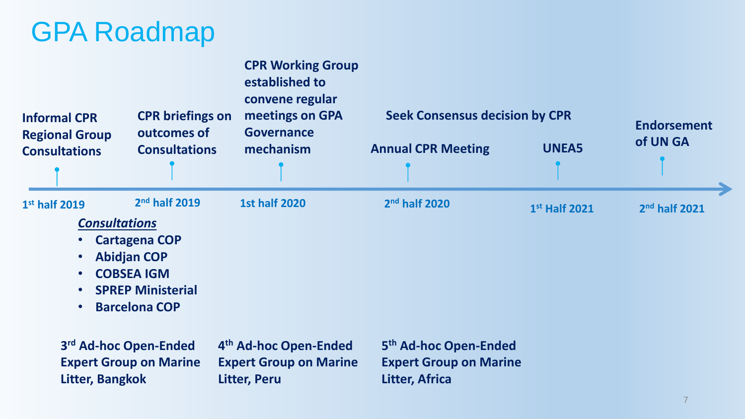# GPA Roadmap

**1st half 2019**
**Informal CPR Regional Group Consultations**

*Consultations*

- **Cartagena COP**
- **Abidjan COP**
- **COBSEA IGM**
- **SPREP Ministerial**
- **Barcelona COP**

**3rd Ad-hoc Open-Ended Expert Group on Marine Litter, Bangkok**

**2nd half 2019**
**CPR briefings on outcomes of Consultations**

**4th Ad-hoc Open-Ended Expert Group on Marine Litter, Peru**

**1st half 2020**
**CPR Working Group established to convene regular meetings on GPA Governance mechanism**

**2nd half 2020**
**Seek Consensus decision by CPR**
**Annual CPR Meeting**

**5th Ad-hoc Open-Ended Expert Group on Marine Litter, Africa**

**1st Half 2021**
**UNEA5**

**2nd half 2021**
**Endorsement of UN GA**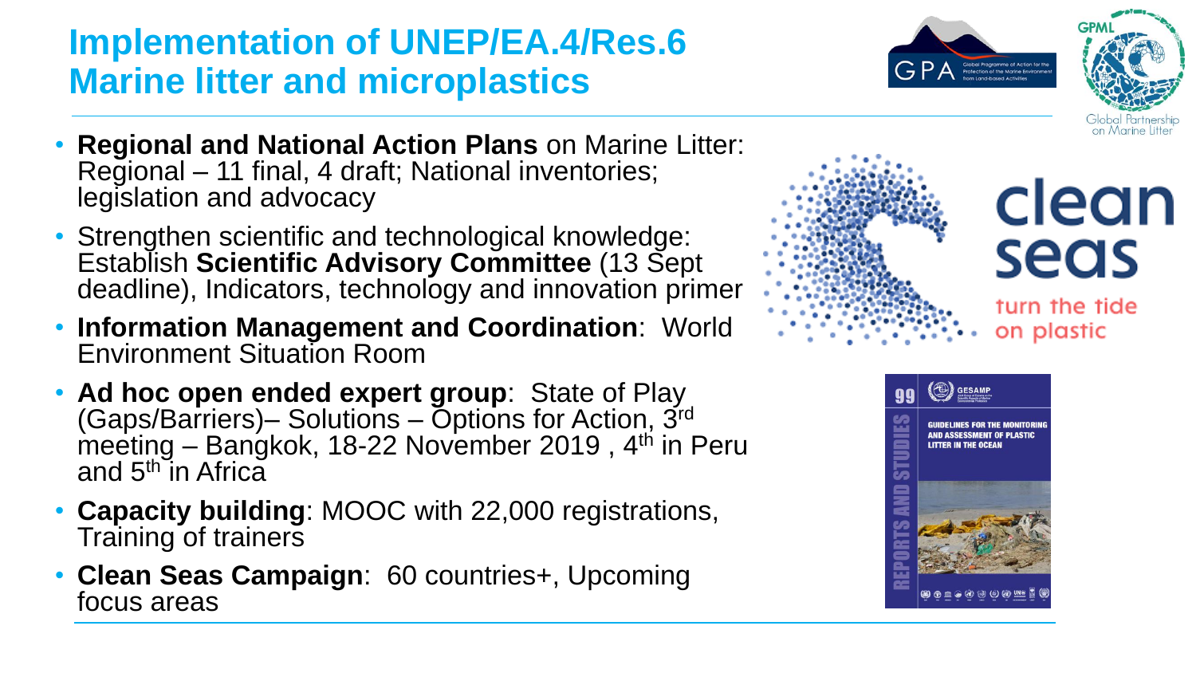# Implementation of UNEP/EA.4/Res.6 Marine litter and microplastics

- **Regional and National Action Plans** on Marine Litter: Regional – 11 final, 4 draft; National inventories; legislation and advocacy
- Strengthen scientific and technological knowledge: Establish **Scientific Advisory Committee** (13 Sept deadline), Indicators, technology and innovation primer
- **Information Management and Coordination**: World Environment Situation Room
- **Ad hoc open ended expert group**: State of Play (Gaps/Barriers)– Solutions – Options for Action, 3rd meeting – Bangkok, 18-22 November 2019 , 4th in Peru and 5th in Africa
- **Capacity building**: MOOC with 22,000 registrations, Training of trainers
- **Clean Seas Campaign**: 60 countries+, Upcoming focus areas

clean seas

turn the tide on plastic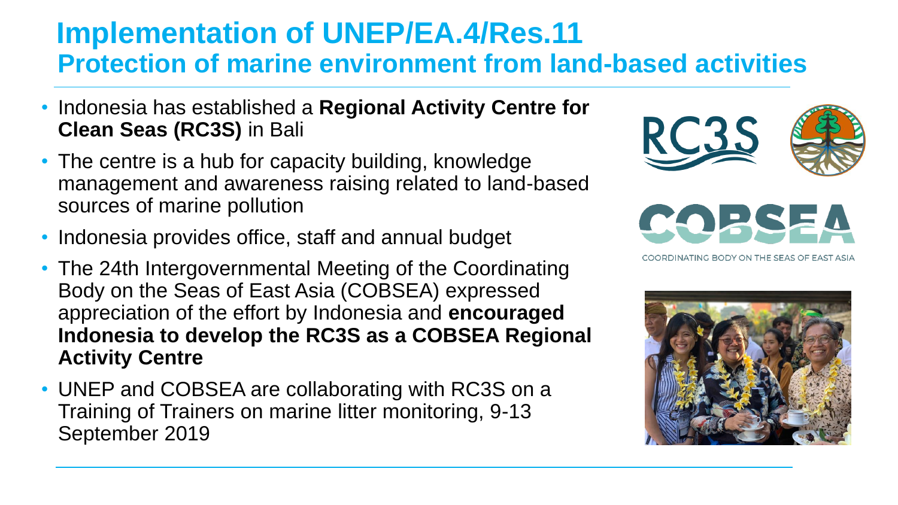# Implementation of UNEP/EA.4/Res.11

## Protection of marine environment from land-based activities

- Indonesia has established a **Regional Activity Centre for Clean Seas (RC3S)** in Bali
- The centre is a hub for capacity building, knowledge management and awareness raising related to land-based sources of marine pollution
- Indonesia provides office, staff and annual budget
- The 24th Intergovernmental Meeting of the Coordinating Body on the Seas of East Asia (COBSEA) expressed appreciation of the effort by Indonesia and **encouraged Indonesia to develop the RC3S as a COBSEA Regional Activity Centre**
- UNEP and COBSEA are collaborating with RC3S on a Training of Trainers on marine litter monitoring, 9-13 September 2019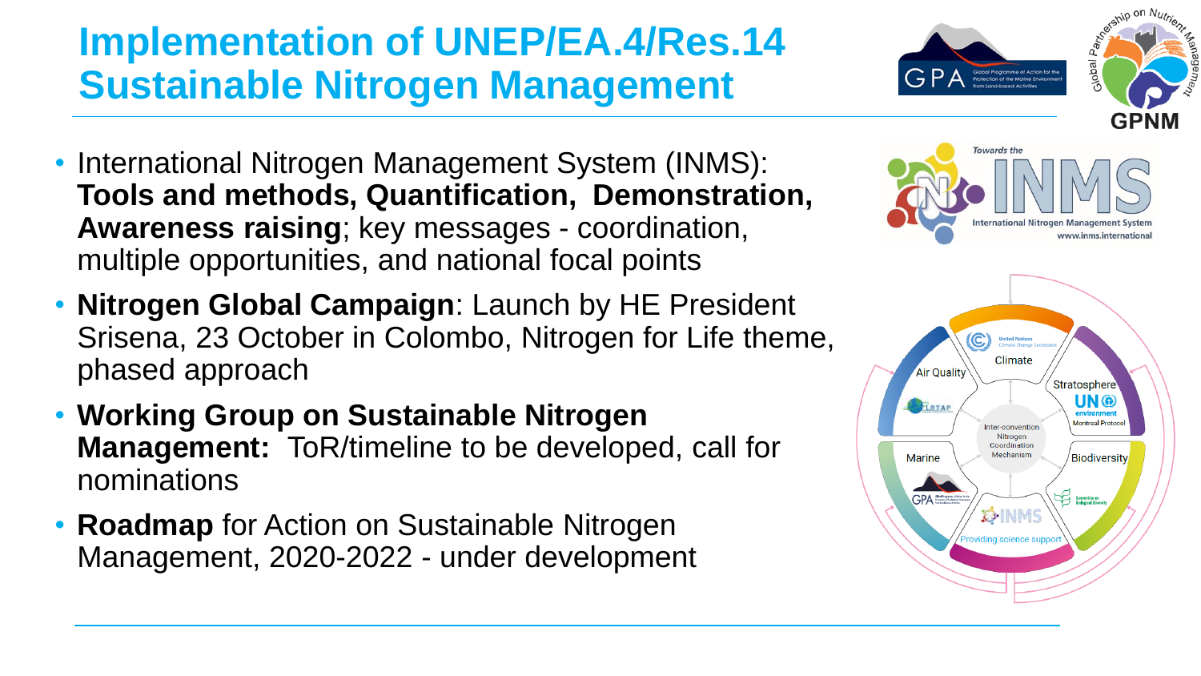# Implementation of UNEP/EA.4/Res.14 Sustainable Nitrogen Management

- International Nitrogen Management System (INMS): **Tools and methods, Quantification, Demonstration, Awareness raising**; key messages - coordination, multiple opportunities, and national focal points
- **Nitrogen Global Campaign**: Launch by HE President Srisena, 23 October in Colombo, Nitrogen for Life theme, phased approach
- **Working Group on Sustainable Nitrogen Management:** ToR/timeline to be developed, call for nominations
- **Roadmap** for Action on Sustainable Nitrogen Management, 2020-2022 - under development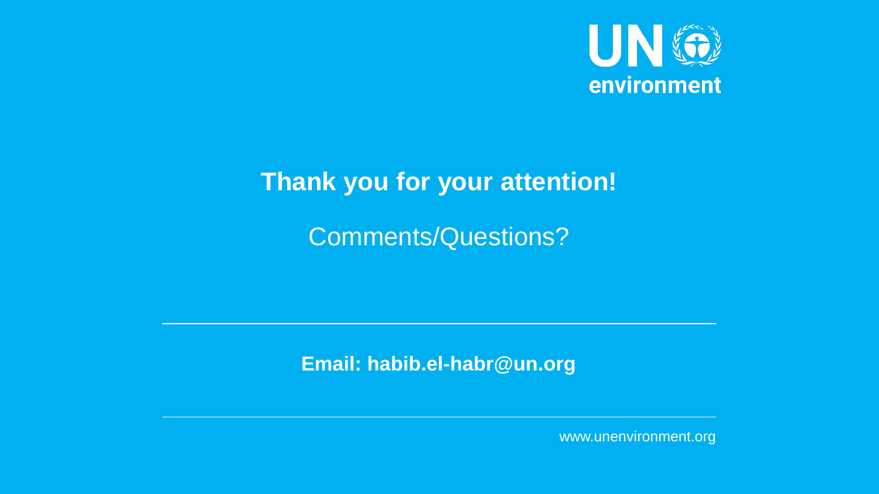UN environment

**Thank you for your attention!**

Comments/Questions?

---

**Email: habib.el-habr@un.org**

---

www.unenvironment.org